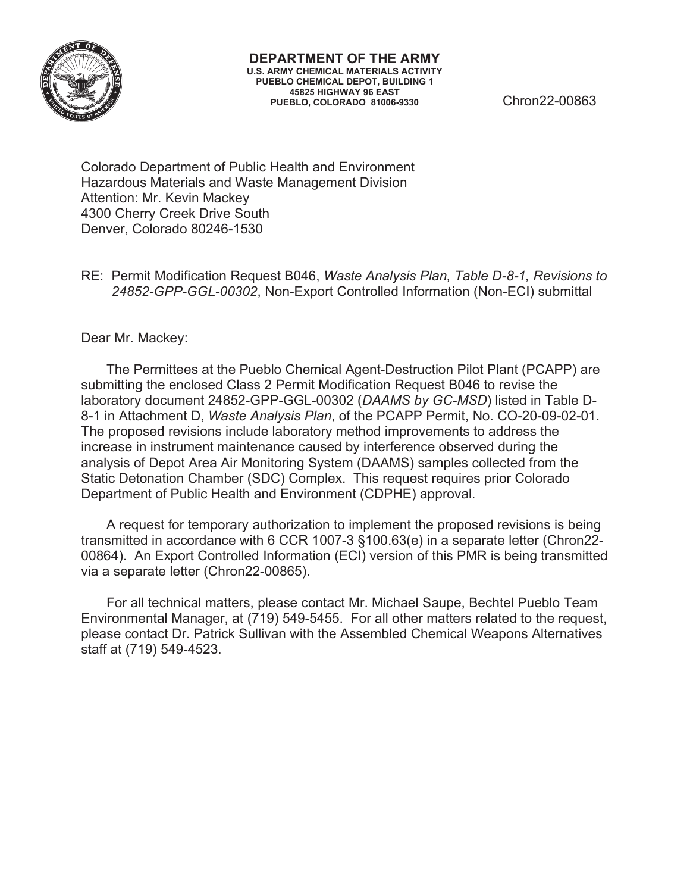**DEPARTMENT OF THE ARMY**
**U.S. ARMY CHEMICAL MATERIALS ACTIVITY**
**PUEBLO CHEMICAL DEPOT, BUILDING 1**
**45825 HIGHWAY 96 EAST**
**PUEBLO, COLORADO 81006-9330**

Chron22-00863

Colorado Department of Public Health and Environment
Hazardous Materials and Waste Management Division
Attention: Mr. Kevin Mackey
4300 Cherry Creek Drive South
Denver, Colorado 80246-1530

RE: Permit Modification Request B046, *Waste Analysis Plan, Table D-8-1, Revisions to 24852-GPP-GGL-00302*, Non-Export Controlled Information (Non-ECI) submittal

Dear Mr. Mackey:

The Permittees at the Pueblo Chemical Agent-Destruction Pilot Plant (PCAPP) are submitting the enclosed Class 2 Permit Modification Request B046 to revise the laboratory document 24852-GPP-GGL-00302 (*DAAMS by GC-MSD*) listed in Table D-8-1 in Attachment D, *Waste Analysis Plan*, of the PCAPP Permit, No. CO-20-09-02-01. The proposed revisions include laboratory method improvements to address the increase in instrument maintenance caused by interference observed during the analysis of Depot Area Air Monitoring System (DAAMS) samples collected from the Static Detonation Chamber (SDC) Complex. This request requires prior Colorado Department of Public Health and Environment (CDPHE) approval.

A request for temporary authorization to implement the proposed revisions is being transmitted in accordance with 6 CCR 1007-3 §100.63(e) in a separate letter (Chron22-00864). An Export Controlled Information (ECI) version of this PMR is being transmitted via a separate letter (Chron22-00865).

For all technical matters, please contact Mr. Michael Saupe, Bechtel Pueblo Team Environmental Manager, at (719) 549-5455. For all other matters related to the request, please contact Dr. Patrick Sullivan with the Assembled Chemical Weapons Alternatives staff at (719) 549-4523.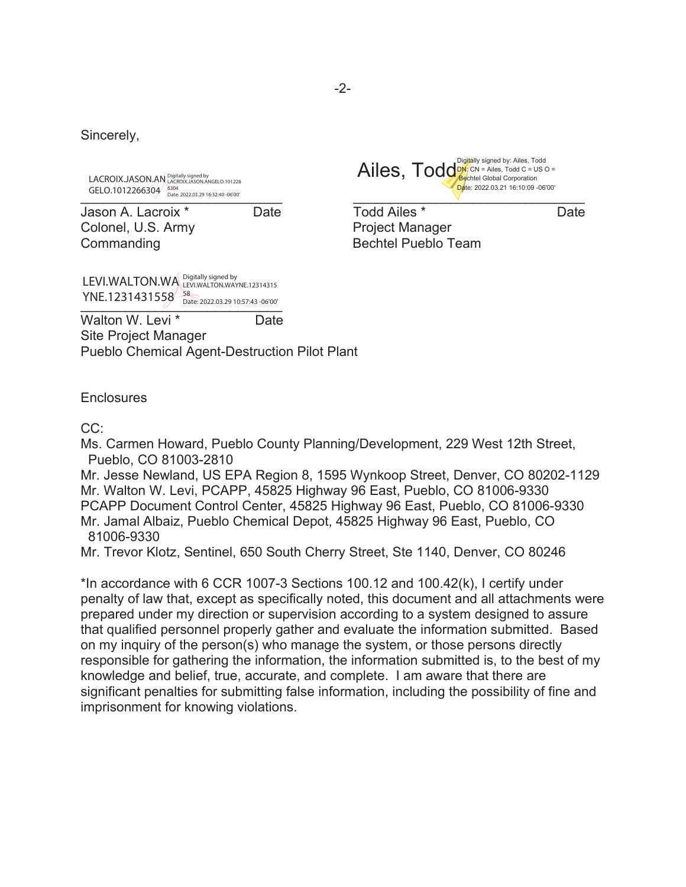Sincerely,

LACROIX.JASON.ANGELO.1012266304 Digitally signed by LACROIX.JASON.ANGELO.1012266304 Date: 2022.03.29 16:32:40 -06'00'

Jason A. Lacroix * Date
Colonel, U.S. Army
Commanding

Ailes, Todd Digitally signed by: Ailes, Todd DN: CN = Ailes, Todd C = US O = Bechtel Global Corporation Date: 2022.03.21 16:10:09 -06'00'

Todd Ailes * Date
Project Manager
Bechtel Pueblo Team

LEVI.WALTON.WAYNE.1231431558 Digitally signed by LEVI.WALTON.WAYNE.1231431558 Date: 2022.03.29 10:57:43 -06'00'

Walton W. Levi * Date
Site Project Manager
Pueblo Chemical Agent-Destruction Pilot Plant

Enclosures

CC:
Ms. Carmen Howard, Pueblo County Planning/Development, 229 West 12th Street, Pueblo, CO 81003-2810
Mr. Jesse Newland, US EPA Region 8, 1595 Wynkoop Street, Denver, CO 80202-1129
Mr. Walton W. Levi, PCAPP, 45825 Highway 96 East, Pueblo, CO 81006-9330
PCAPP Document Control Center, 45825 Highway 96 East, Pueblo, CO 81006-9330
Mr. Jamal Albaiz, Pueblo Chemical Depot, 45825 Highway 96 East, Pueblo, CO 81006-9330
Mr. Trevor Klotz, Sentinel, 650 South Cherry Street, Ste 1140, Denver, CO 80246

*In accordance with 6 CCR 1007-3 Sections 100.12 and 100.42(k), I certify under penalty of law that, except as specifically noted, this document and all attachments were prepared under my direction or supervision according to a system designed to assure that qualified personnel properly gather and evaluate the information submitted. Based on my inquiry of the person(s) who manage the system, or those persons directly responsible for gathering the information, the information submitted is, to the best of my knowledge and belief, true, accurate, and complete. I am aware that there are significant penalties for submitting false information, including the possibility of fine and imprisonment for knowing violations.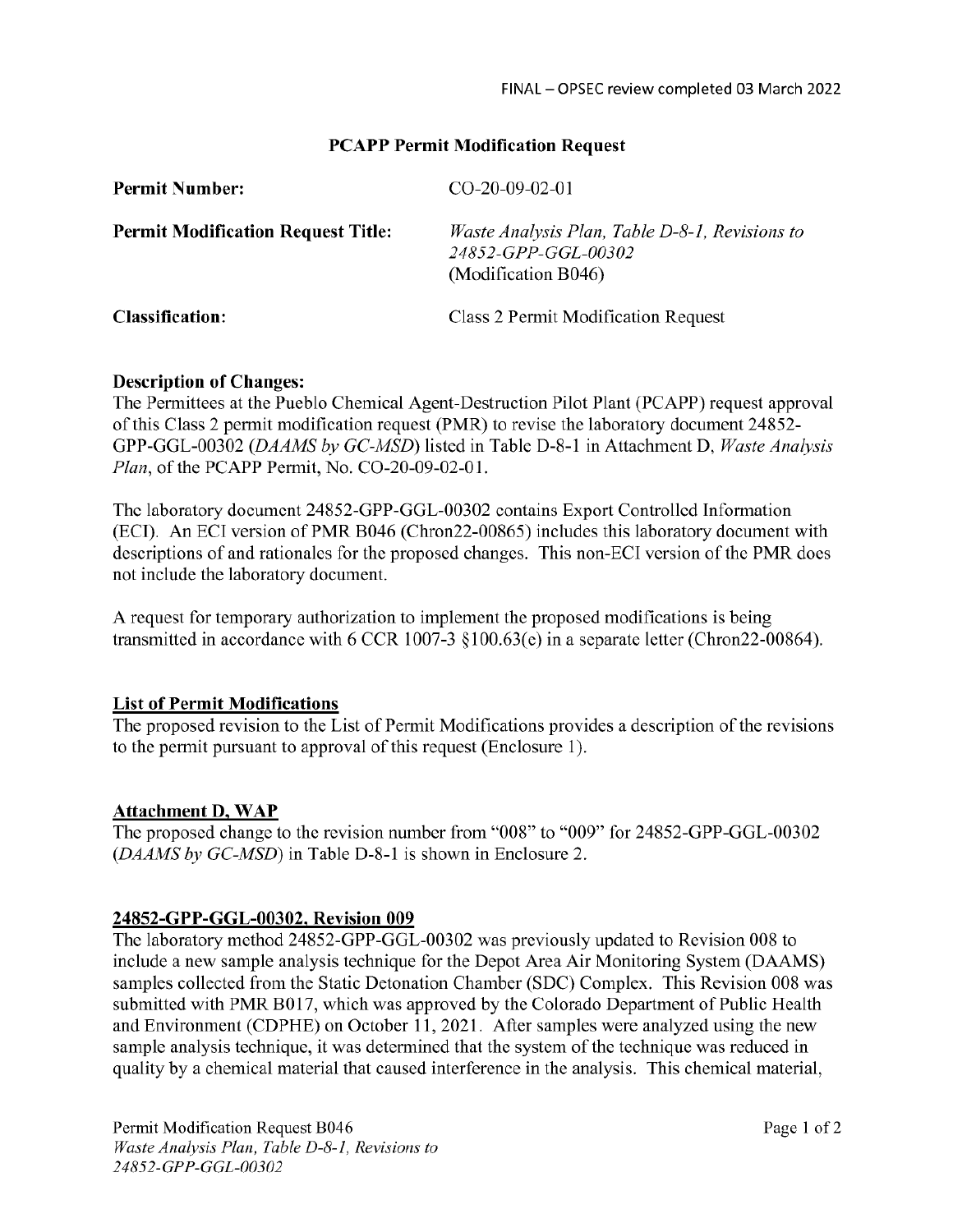FINAL – OPSEC review completed 03 March 2022

## PCAPP Permit Modification Request

| | |
|---|---|
| **Permit Number:** | CO-20-09-02-01 |
| **Permit Modification Request Title:** | *Waste Analysis Plan, Table D-8-1, Revisions to 24852-GPP-GGL-00302* (Modification B046) |
| **Classification:** | Class 2 Permit Modification Request |

**Description of Changes:**

The Permittees at the Pueblo Chemical Agent-Destruction Pilot Plant (PCAPP) request approval of this Class 2 permit modification request (PMR) to revise the laboratory document 24852-GPP-GGL-00302 (*DAAMS by GC-MSD*) listed in Table D-8-1 in Attachment D, *Waste Analysis Plan*, of the PCAPP Permit, No. CO-20-09-02-01.

The laboratory document 24852-GPP-GGL-00302 contains Export Controlled Information (ECI). An ECI version of PMR B046 (Chron22-00865) includes this laboratory document with descriptions of and rationales for the proposed changes. This non-ECI version of the PMR does not include the laboratory document.

A request for temporary authorization to implement the proposed modifications is being transmitted in accordance with 6 CCR 1007-3 §100.63(e) in a separate letter (Chron22-00864).

**List of Permit Modifications**

The proposed revision to the List of Permit Modifications provides a description of the revisions to the permit pursuant to approval of this request (Enclosure 1).

**Attachment D, WAP**

The proposed change to the revision number from "008" to "009" for 24852-GPP-GGL-00302 (*DAAMS by GC-MSD*) in Table D-8-1 is shown in Enclosure 2.

**24852-GPP-GGL-00302, Revision 009**

The laboratory method 24852-GPP-GGL-00302 was previously updated to Revision 008 to include a new sample analysis technique for the Depot Area Air Monitoring System (DAAMS) samples collected from the Static Detonation Chamber (SDC) Complex. This Revision 008 was submitted with PMR B017, which was approved by the Colorado Department of Public Health and Environment (CDPHE) on October 11, 2021. After samples were analyzed using the new sample analysis technique, it was determined that the system of the technique was reduced in quality by a chemical material that caused interference in the analysis. This chemical material,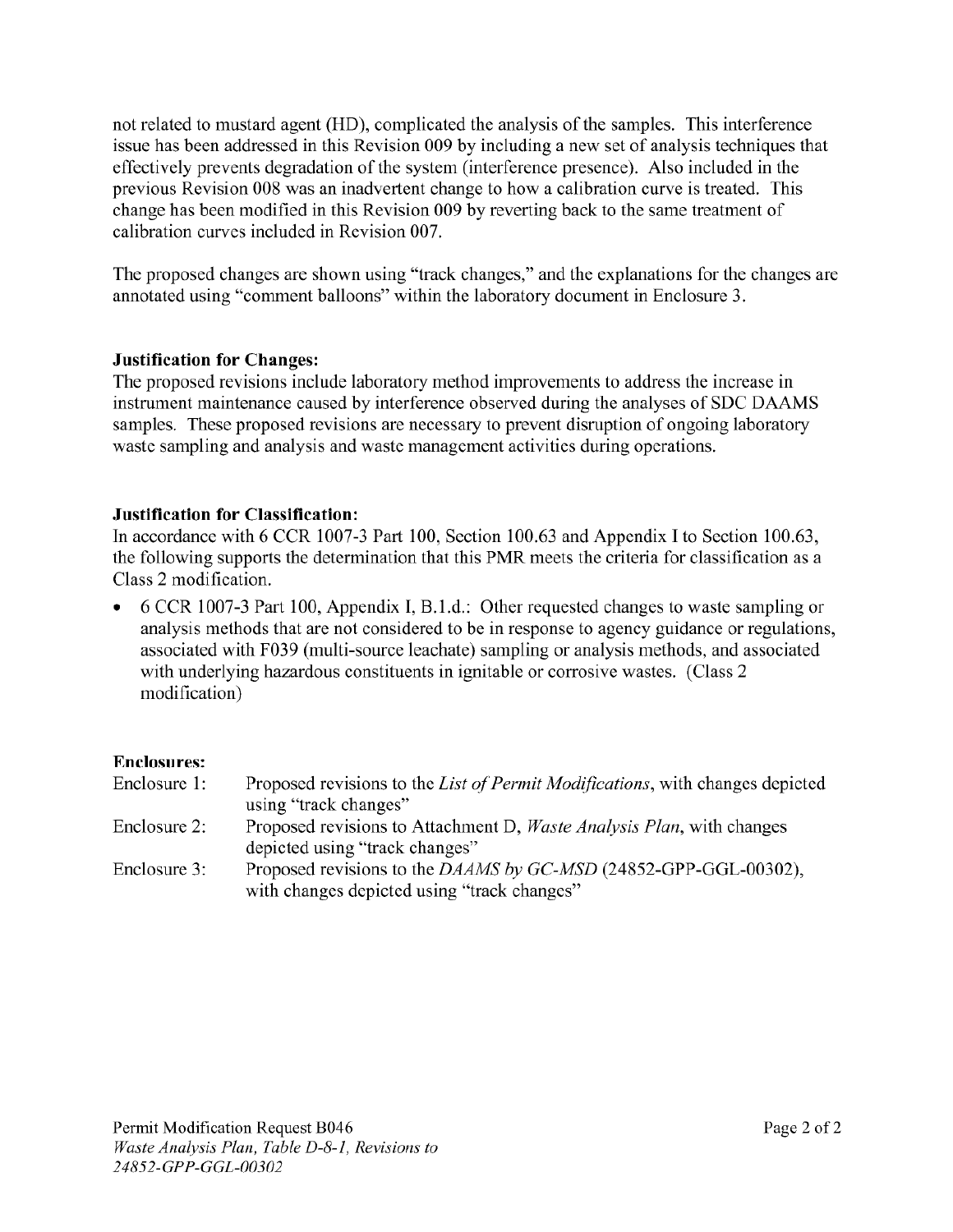not related to mustard agent (HD), complicated the analysis of the samples. This interference issue has been addressed in this Revision 009 by including a new set of analysis techniques that effectively prevents degradation of the system (interference presence). Also included in the previous Revision 008 was an inadvertent change to how a calibration curve is treated. This change has been modified in this Revision 009 by reverting back to the same treatment of calibration curves included in Revision 007.

The proposed changes are shown using "track changes," and the explanations for the changes are annotated using "comment balloons" within the laboratory document in Enclosure 3.

**Justification for Changes:**

The proposed revisions include laboratory method improvements to address the increase in instrument maintenance caused by interference observed during the analyses of SDC DAAMS samples. These proposed revisions are necessary to prevent disruption of ongoing laboratory waste sampling and analysis and waste management activities during operations.

**Justification for Classification:**

In accordance with 6 CCR 1007-3 Part 100, Section 100.63 and Appendix I to Section 100.63, the following supports the determination that this PMR meets the criteria for classification as a Class 2 modification.

- 6 CCR 1007-3 Part 100, Appendix I, B.1.d.: Other requested changes to waste sampling or analysis methods that are not considered to be in response to agency guidance or regulations, associated with F039 (multi-source leachate) sampling or analysis methods, and associated with underlying hazardous constituents in ignitable or corrosive wastes. (Class 2 modification)

**Enclosures:**

| | |
|---|---|
| Enclosure 1: | Proposed revisions to the *List of Permit Modifications*, with changes depicted using "track changes" |
| Enclosure 2: | Proposed revisions to Attachment D, *Waste Analysis Plan*, with changes depicted using "track changes" |
| Enclosure 3: | Proposed revisions to the *DAAMS by GC-MSD* (24852-GPP-GGL-00302), with changes depicted using "track changes" |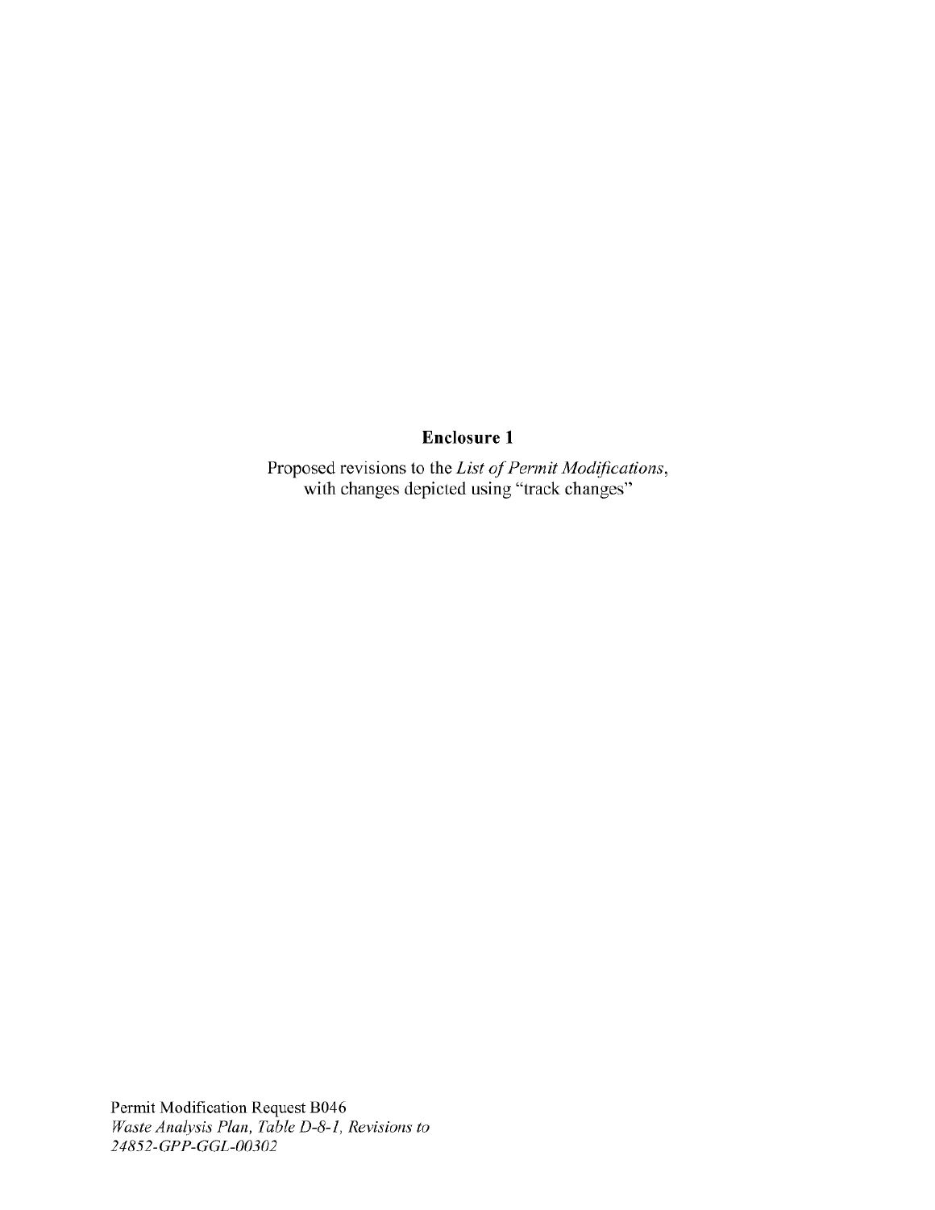**Enclosure 1**

Proposed revisions to the *List of Permit Modifications*, with changes depicted using "track changes"

Permit Modification Request B046
*Waste Analysis Plan, Table D-8-1, Revisions to 24852-GPP-GGL-00302*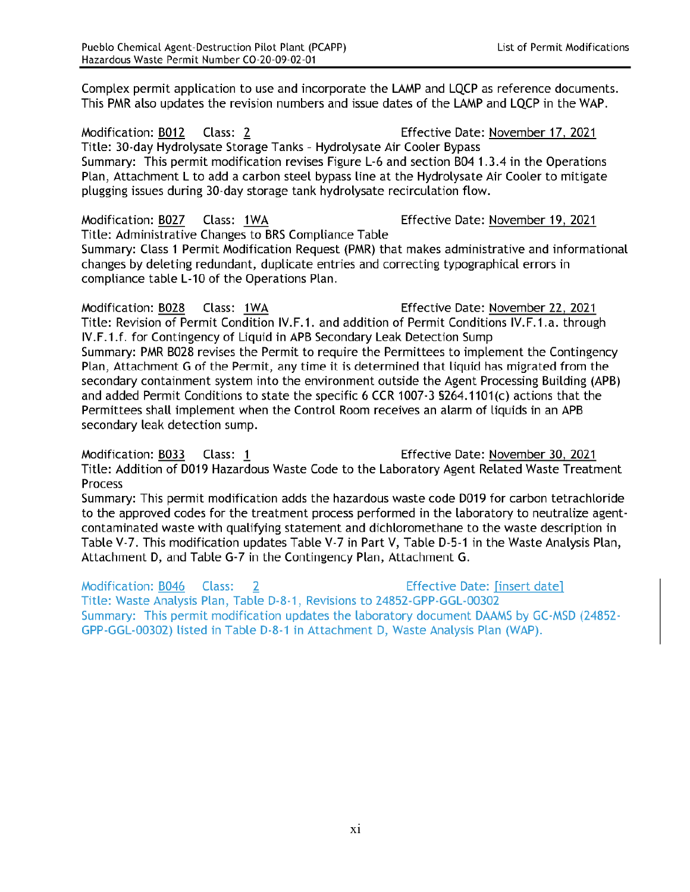Complex permit application to use and incorporate the LAMP and LQCP as reference documents. This PMR also updates the revision numbers and issue dates of the LAMP and LQCP in the WAP.

Modification: B012 Class: 2 Effective Date: November 17, 2021
Title: 30-day Hydrolysate Storage Tanks – Hydrolysate Air Cooler Bypass
Summary: This permit modification revises Figure L-6 and section B04 1.3.4 in the Operations Plan, Attachment L to add a carbon steel bypass line at the Hydrolysate Air Cooler to mitigate plugging issues during 30-day storage tank hydrolysate recirculation flow.

Modification: B027 Class: 1WA Effective Date: November 19, 2021
Title: Administrative Changes to BRS Compliance Table
Summary: Class 1 Permit Modification Request (PMR) that makes administrative and informational changes by deleting redundant, duplicate entries and correcting typographical errors in compliance table L-10 of the Operations Plan.

Modification: B028 Class: 1WA Effective Date: November 22, 2021
Title: Revision of Permit Condition IV.F.1. and addition of Permit Conditions IV.F.1.a. through IV.F.1.f. for Contingency of Liquid in APB Secondary Leak Detection Sump
Summary: PMR B028 revises the Permit to require the Permittees to implement the Contingency Plan, Attachment G of the Permit, any time it is determined that liquid has migrated from the secondary containment system into the environment outside the Agent Processing Building (APB) and added Permit Conditions to state the specific 6 CCR 1007-3 §264.1101(c) actions that the Permittees shall implement when the Control Room receives an alarm of liquids in an APB secondary leak detection sump.

Modification: B033 Class: 1 Effective Date: November 30, 2021
Title: Addition of D019 Hazardous Waste Code to the Laboratory Agent Related Waste Treatment Process
Summary: This permit modification adds the hazardous waste code D019 for carbon tetrachloride to the approved codes for the treatment process performed in the laboratory to neutralize agent-contaminated waste with qualifying statement and dichloromethane to the waste description in Table V-7. This modification updates Table V-7 in Part V, Table D-5-1 in the Waste Analysis Plan, Attachment D, and Table G-7 in the Contingency Plan, Attachment G.

Modification: B046 Class: 2 Effective Date: [insert date]
Title: Waste Analysis Plan, Table D-8-1, Revisions to 24852-GPP-GGL-00302
Summary: This permit modification updates the laboratory document DAAMS by GC-MSD (24852-GPP-GGL-00302) listed in Table D-8-1 in Attachment D, Waste Analysis Plan (WAP).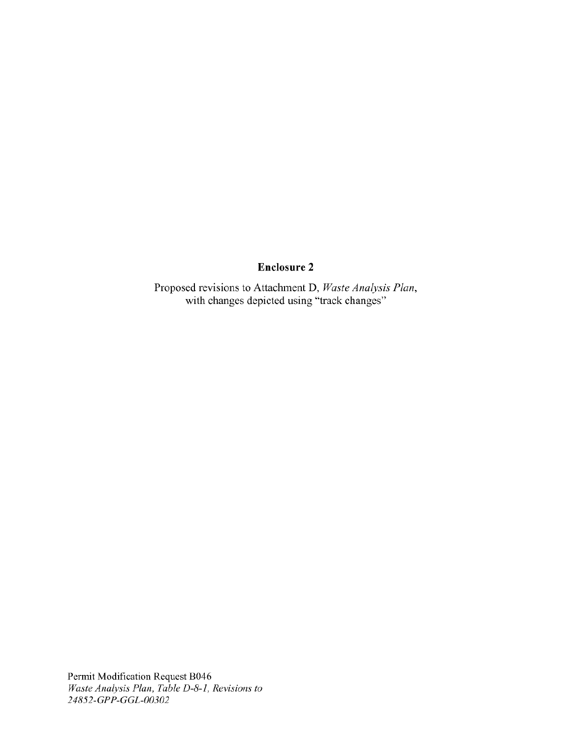**Enclosure 2**

Proposed revisions to Attachment D, *Waste Analysis Plan*, with changes depicted using "track changes"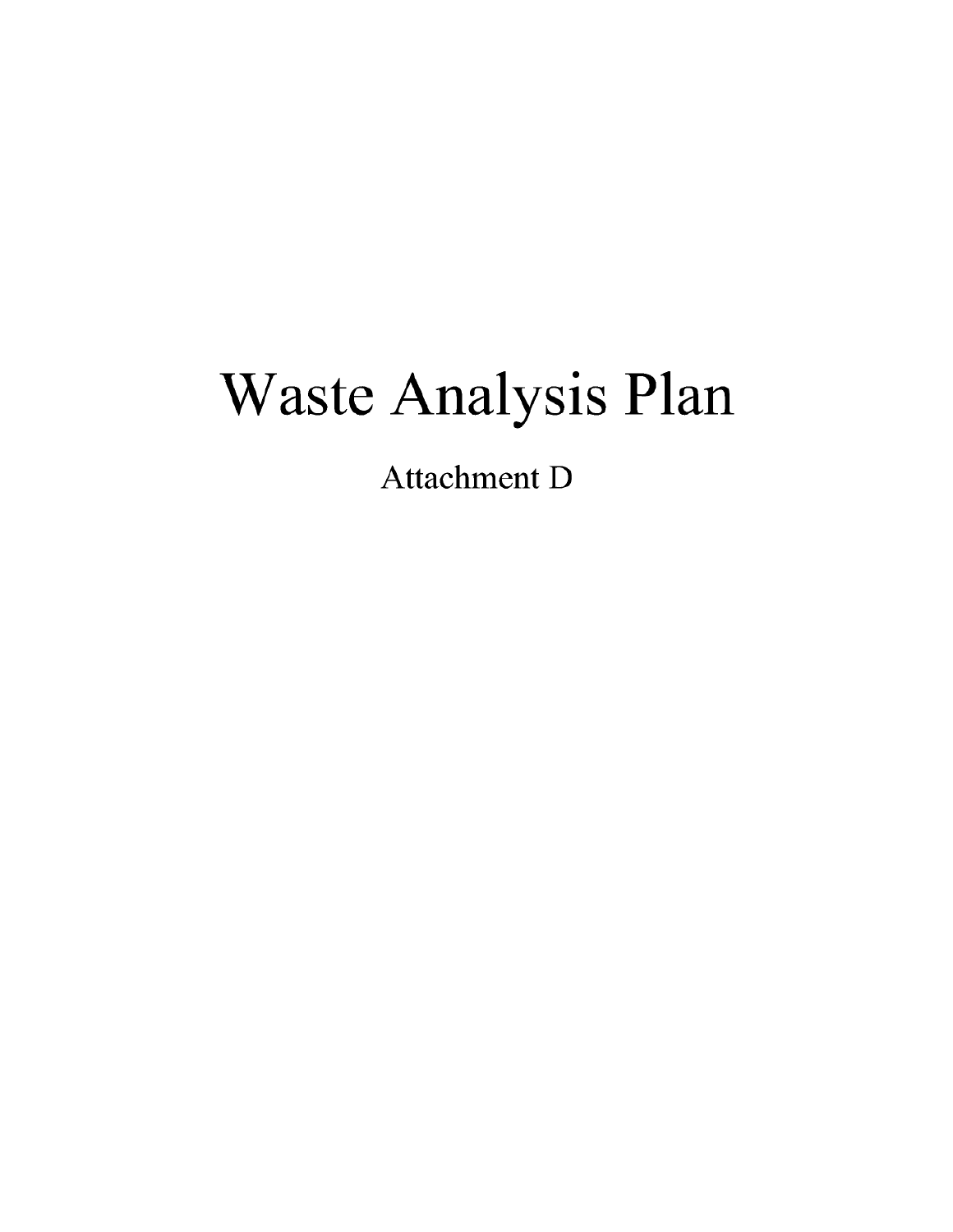# Waste Analysis Plan

Attachment D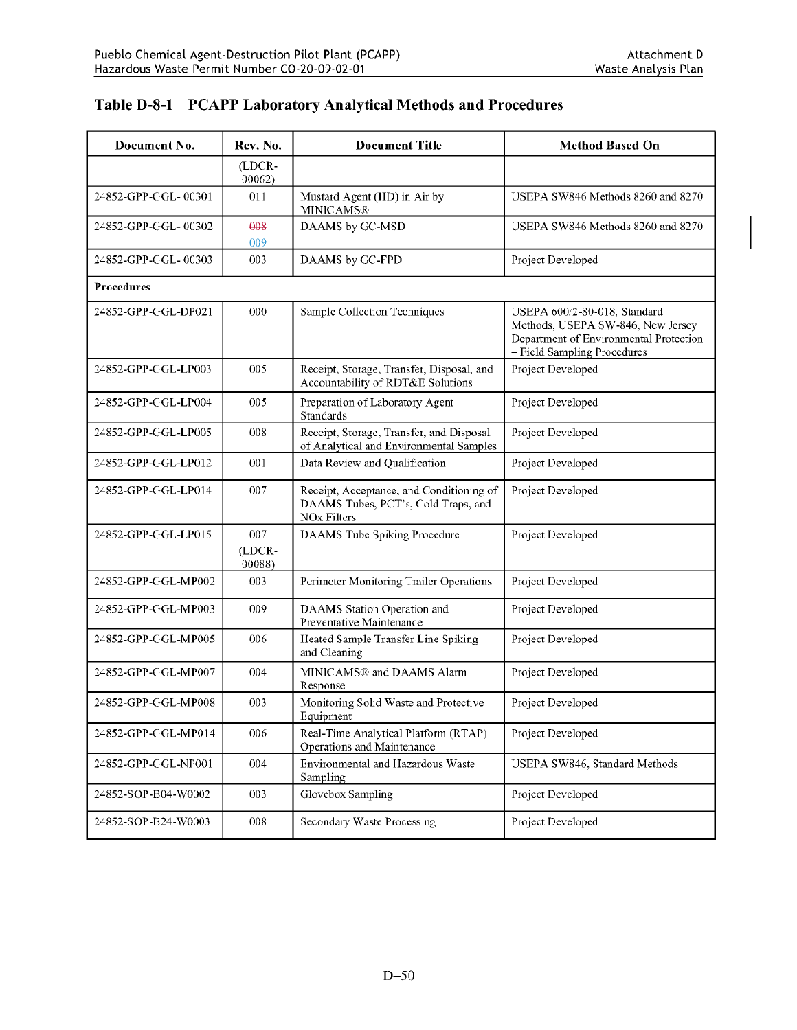## Table D-8-1 PCAPP Laboratory Analytical Methods and Procedures

| Document No. | Rev. No. | Document Title | Method Based On |
|---|---|---|---|
| | (LDCR-00062) | | |
| 24852-GPP-GGL- 00301 | 011 | Mustard Agent (HD) in Air by MINICAMS® | USEPA SW846 Methods 8260 and 8270 |
| 24852-GPP-GGL- 00302 | ~~008~~ 009 | DAAMS by GC-MSD | USEPA SW846 Methods 8260 and 8270 |
| 24852-GPP-GGL- 00303 | 003 | DAAMS by GC-FPD | Project Developed |
| **Procedures** | | | |
| 24852-GPP-GGL-DP021 | 000 | Sample Collection Techniques | USEPA 600/2-80-018, Standard Methods, USEPA SW-846, New Jersey Department of Environmental Protection – Field Sampling Procedures |
| 24852-GPP-GGL-LP003 | 005 | Receipt, Storage, Transfer, Disposal, and Accountability of RDT&E Solutions | Project Developed |
| 24852-GPP-GGL-LP004 | 005 | Preparation of Laboratory Agent Standards | Project Developed |
| 24852-GPP-GGL-LP005 | 008 | Receipt, Storage, Transfer, and Disposal of Analytical and Environmental Samples | Project Developed |
| 24852-GPP-GGL-LP012 | 001 | Data Review and Qualification | Project Developed |
| 24852-GPP-GGL-LP014 | 007 | Receipt, Acceptance, and Conditioning of DAAMS Tubes, PCT's, Cold Traps, and NOx Filters | Project Developed |
| 24852-GPP-GGL-LP015 | 007 (LDCR-00088) | DAAMS Tube Spiking Procedure | Project Developed |
| 24852-GPP-GGL-MP002 | 003 | Perimeter Monitoring Trailer Operations | Project Developed |
| 24852-GPP-GGL-MP003 | 009 | DAAMS Station Operation and Preventative Maintenance | Project Developed |
| 24852-GPP-GGL-MP005 | 006 | Heated Sample Transfer Line Spiking and Cleaning | Project Developed |
| 24852-GPP-GGL-MP007 | 004 | MINICAMS® and DAAMS Alarm Response | Project Developed |
| 24852-GPP-GGL-MP008 | 003 | Monitoring Solid Waste and Protective Equipment | Project Developed |
| 24852-GPP-GGL-MP014 | 006 | Real-Time Analytical Platform (RTAP) Operations and Maintenance | Project Developed |
| 24852-GPP-GGL-NP001 | 004 | Environmental and Hazardous Waste Sampling | USEPA SW846, Standard Methods |
| 24852-SOP-B04-W0002 | 003 | Glovebox Sampling | Project Developed |
| 24852-SOP-B24-W0003 | 008 | Secondary Waste Processing | Project Developed |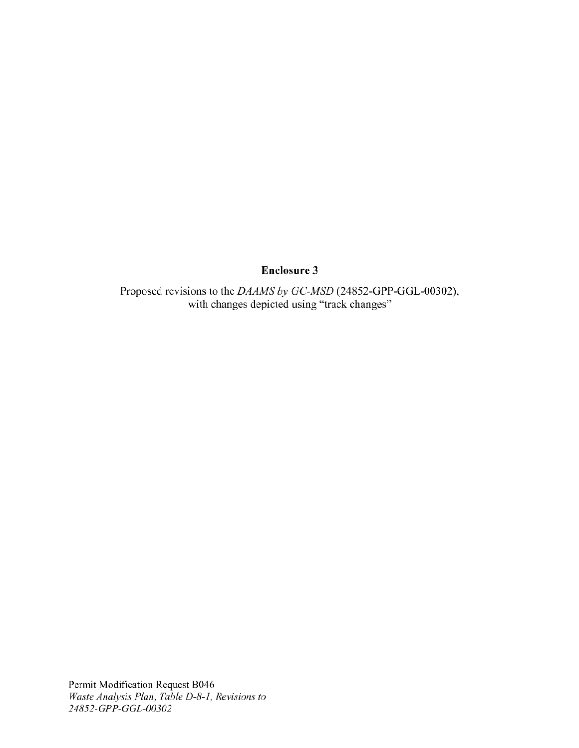**Enclosure 3**

Proposed revisions to the *DAAMS by GC-MSD* (24852-GPP-GGL-00302), with changes depicted using "track changes"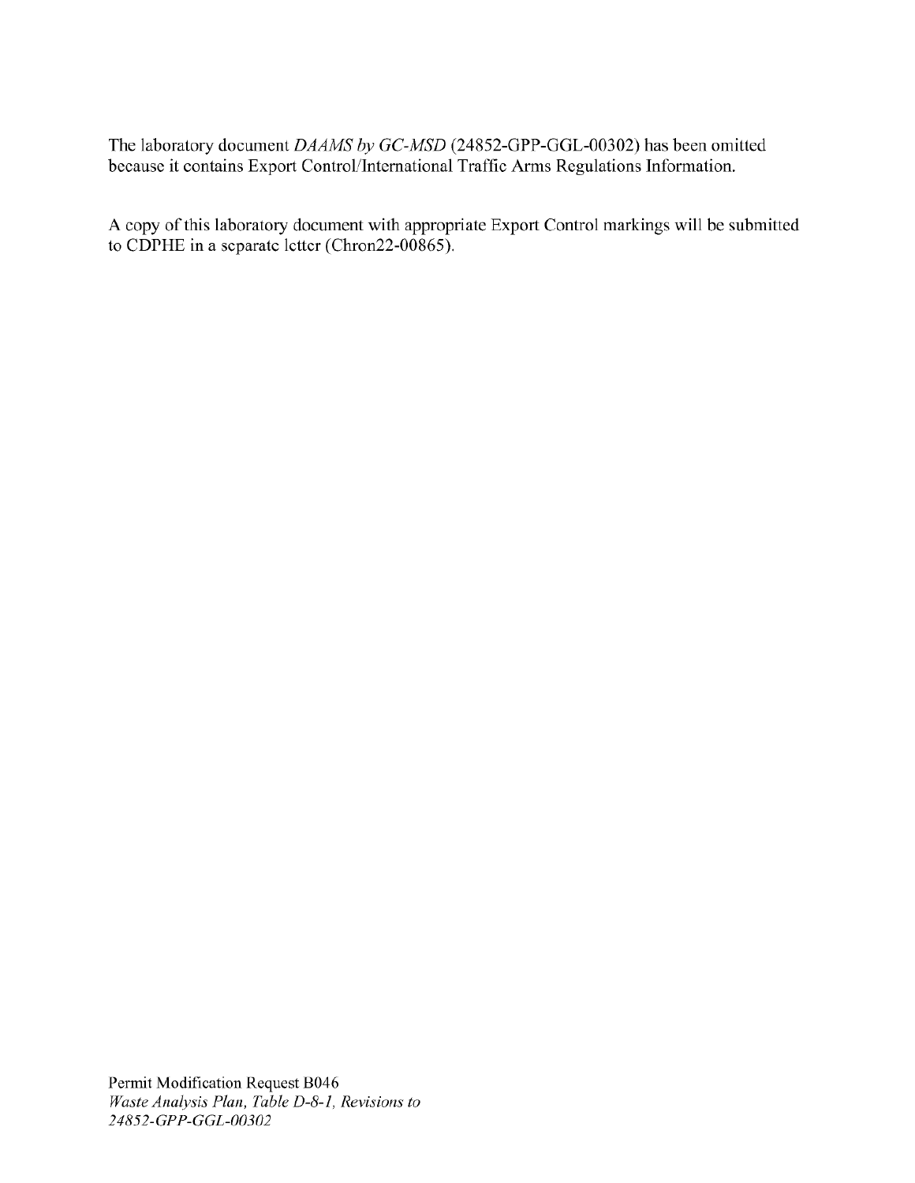The laboratory document *DAAMS by GC-MSD* (24852-GPP-GGL-00302) has been omitted because it contains Export Control/International Traffic Arms Regulations Information.

A copy of this laboratory document with appropriate Export Control markings will be submitted to CDPHE in a separate letter (Chron22-00865).

Permit Modification Request B046
*Waste Analysis Plan, Table D-8-1, Revisions to 24852-GPP-GGL-00302*